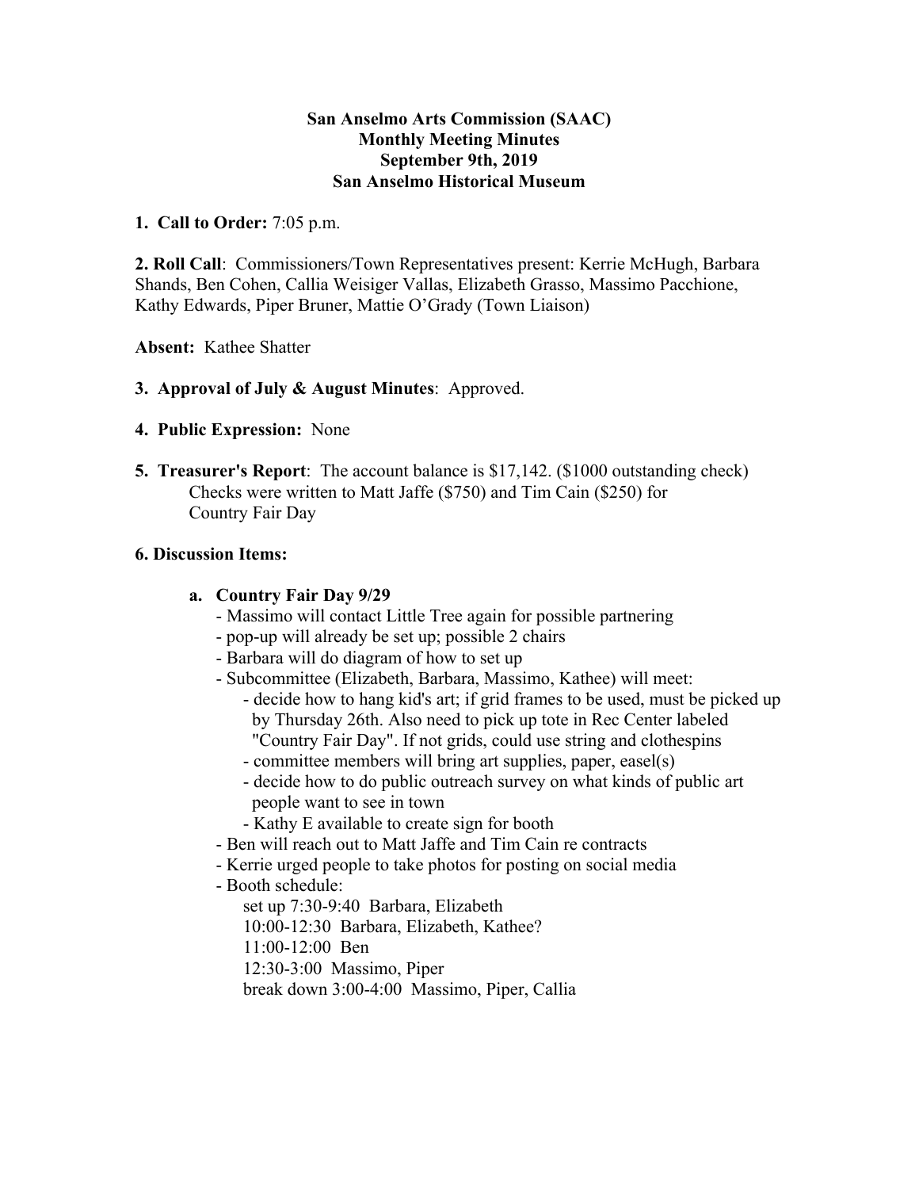**San Anselmo Arts Commission (SAAC)**
**Monthly Meeting Minutes**
**September 9th, 2019**
**San Anselmo Historical Museum**

**1. Call to Order:** 7:05 p.m.

**2. Roll Call**: Commissioners/Town Representatives present: Kerrie McHugh, Barbara Shands, Ben Cohen, Callia Weisiger Vallas, Elizabeth Grasso, Massimo Pacchione, Kathy Edwards, Piper Bruner, Mattie O'Grady (Town Liaison)

**Absent:** Kathee Shatter

**3. Approval of July & August Minutes**: Approved.

**4. Public Expression:** None

**5. Treasurer's Report**: The account balance is $17,142. ($1000 outstanding check) Checks were written to Matt Jaffe ($750) and Tim Cain ($250) for Country Fair Day

**6. Discussion Items:**

**a. Country Fair Day 9/29**

- Massimo will contact Little Tree again for possible partnering
- pop-up will already be set up; possible 2 chairs
- Barbara will do diagram of how to set up
- Subcommittee (Elizabeth, Barbara, Massimo, Kathee) will meet:
    - decide how to hang kid's art; if grid frames to be used, must be picked up by Thursday 26th. Also need to pick up tote in Rec Center labeled "Country Fair Day". If not grids, could use string and clothespins
    - committee members will bring art supplies, paper, easel(s)
    - decide how to do public outreach survey on what kinds of public art people want to see in town
    - Kathy E available to create sign for booth
- Ben will reach out to Matt Jaffe and Tim Cain re contracts
- Kerrie urged people to take photos for posting on social media
- Booth schedule:
    - set up 7:30-9:40 Barbara, Elizabeth
    - 10:00-12:30 Barbara, Elizabeth, Kathee?
    - 11:00-12:00 Ben
    - 12:30-3:00 Massimo, Piper
    - break down 3:00-4:00 Massimo, Piper, Callia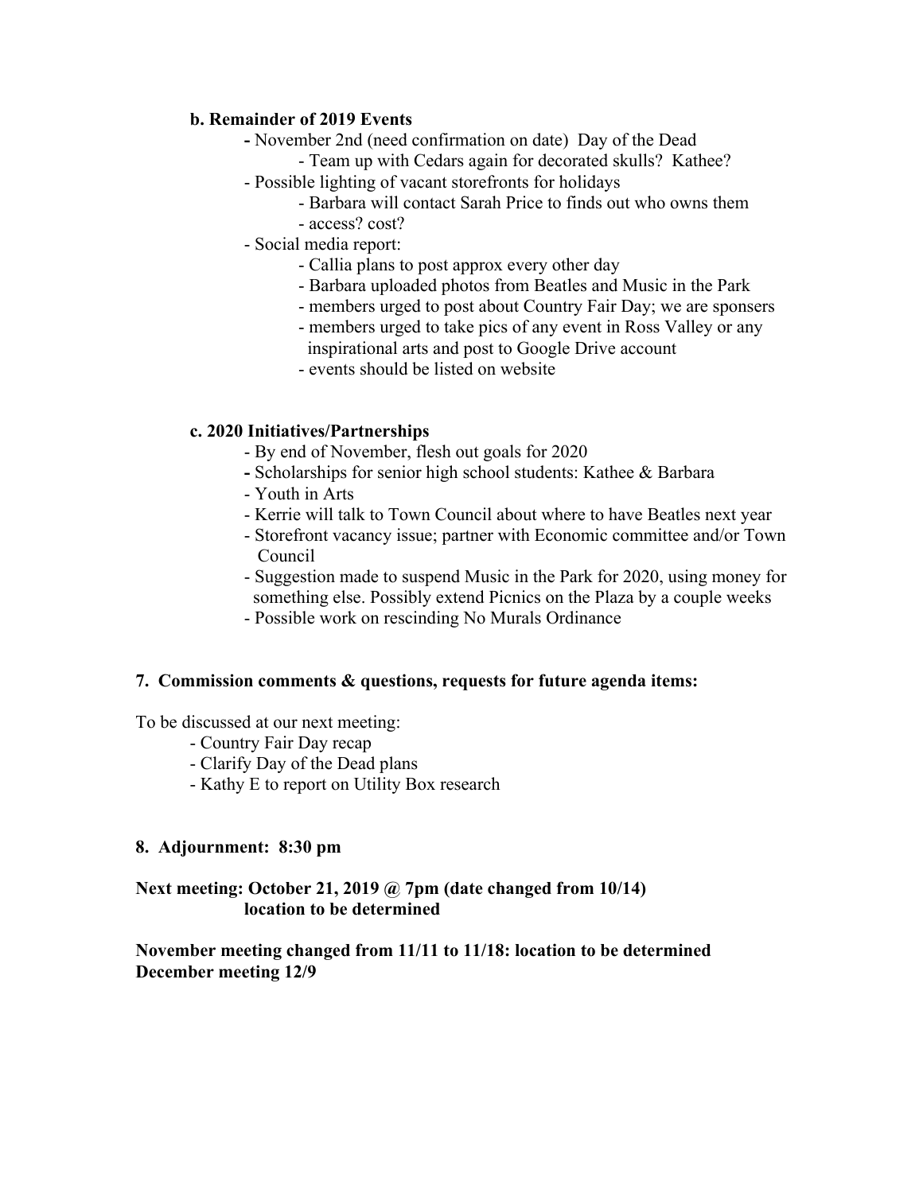**b. Remainder of 2019 Events**

- November 2nd (need confirmation on date) Day of the Dead
  - Team up with Cedars again for decorated skulls? Kathee?
- Possible lighting of vacant storefronts for holidays
  - Barbara will contact Sarah Price to finds out who owns them
  - access? cost?
- Social media report:
  - Callia plans to post approx every other day
  - Barbara uploaded photos from Beatles and Music in the Park
  - members urged to post about Country Fair Day; we are sponsers
  - members urged to take pics of any event in Ross Valley or any inspirational arts and post to Google Drive account
  - events should be listed on website

**c. 2020 Initiatives/Partnerships**

- By end of November, flesh out goals for 2020
- Scholarships for senior high school students: Kathee & Barbara
- Youth in Arts
- Kerrie will talk to Town Council about where to have Beatles next year
- Storefront vacancy issue; partner with Economic committee and/or Town Council
- Suggestion made to suspend Music in the Park for 2020, using money for something else. Possibly extend Picnics on the Plaza by a couple weeks
- Possible work on rescinding No Murals Ordinance

**7. Commission comments & questions, requests for future agenda items:**

To be discussed at our next meeting:

- Country Fair Day recap
- Clarify Day of the Dead plans
- Kathy E to report on Utility Box research

**8. Adjournment: 8:30 pm**

**Next meeting: October 21, 2019 @ 7pm (date changed from 10/14)**
**location to be determined**

**November meeting changed from 11/11 to 11/18: location to be determined**
**December meeting 12/9**